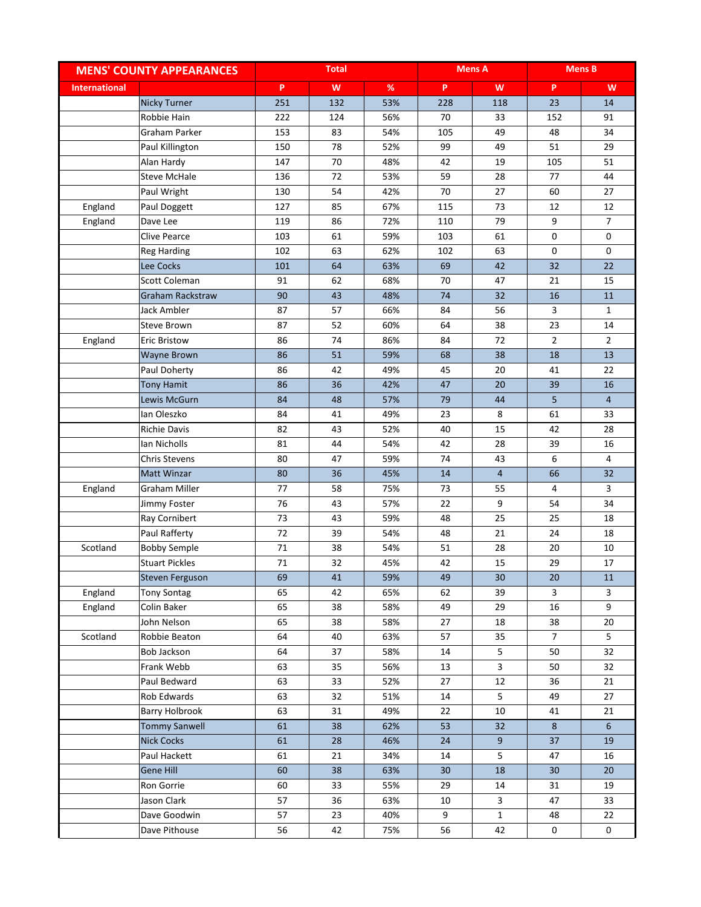| MENS' COUNTY APPEARANCES | | Total | | | Mens A | | Mens B | |
|---|---|---|---|---|---|---|---|---|
| International | | P | W | % | P | W | P | W |
| | Nicky Turner | 251 | 132 | 53% | 228 | 118 | 23 | 14 |
| | Robbie Hain | 222 | 124 | 56% | 70 | 33 | 152 | 91 |
| | Graham Parker | 153 | 83 | 54% | 105 | 49 | 48 | 34 |
| | Paul Killington | 150 | 78 | 52% | 99 | 49 | 51 | 29 |
| | Alan Hardy | 147 | 70 | 48% | 42 | 19 | 105 | 51 |
| | Steve McHale | 136 | 72 | 53% | 59 | 28 | 77 | 44 |
| | Paul Wright | 130 | 54 | 42% | 70 | 27 | 60 | 27 |
| England | Paul Doggett | 127 | 85 | 67% | 115 | 73 | 12 | 12 |
| England | Dave Lee | 119 | 86 | 72% | 110 | 79 | 9 | 7 |
| | Clive Pearce | 103 | 61 | 59% | 103 | 61 | 0 | 0 |
| | Reg Harding | 102 | 63 | 62% | 102 | 63 | 0 | 0 |
| | Lee Cocks | 101 | 64 | 63% | 69 | 42 | 32 | 22 |
| | Scott Coleman | 91 | 62 | 68% | 70 | 47 | 21 | 15 |
| | Graham Rackstraw | 90 | 43 | 48% | 74 | 32 | 16 | 11 |
| | Jack Ambler | 87 | 57 | 66% | 84 | 56 | 3 | 1 |
| | Steve Brown | 87 | 52 | 60% | 64 | 38 | 23 | 14 |
| England | Eric Bristow | 86 | 74 | 86% | 84 | 72 | 2 | 2 |
| | Wayne Brown | 86 | 51 | 59% | 68 | 38 | 18 | 13 |
| | Paul Doherty | 86 | 42 | 49% | 45 | 20 | 41 | 22 |
| | Tony Hamit | 86 | 36 | 42% | 47 | 20 | 39 | 16 |
| | Lewis McGurn | 84 | 48 | 57% | 79 | 44 | 5 | 4 |
| | Ian Oleszko | 84 | 41 | 49% | 23 | 8 | 61 | 33 |
| | Richie Davis | 82 | 43 | 52% | 40 | 15 | 42 | 28 |
| | Ian Nicholls | 81 | 44 | 54% | 42 | 28 | 39 | 16 |
| | Chris Stevens | 80 | 47 | 59% | 74 | 43 | 6 | 4 |
| | Matt Winzar | 80 | 36 | 45% | 14 | 4 | 66 | 32 |
| England | Graham Miller | 77 | 58 | 75% | 73 | 55 | 4 | 3 |
| | Jimmy Foster | 76 | 43 | 57% | 22 | 9 | 54 | 34 |
| | Ray Cornibert | 73 | 43 | 59% | 48 | 25 | 25 | 18 |
| | Paul Rafferty | 72 | 39 | 54% | 48 | 21 | 24 | 18 |
| Scotland | Bobby Semple | 71 | 38 | 54% | 51 | 28 | 20 | 10 |
| | Stuart Pickles | 71 | 32 | 45% | 42 | 15 | 29 | 17 |
| | Steven Ferguson | 69 | 41 | 59% | 49 | 30 | 20 | 11 |
| England | Tony Sontag | 65 | 42 | 65% | 62 | 39 | 3 | 3 |
| England | Colin Baker | 65 | 38 | 58% | 49 | 29 | 16 | 9 |
| | John Nelson | 65 | 38 | 58% | 27 | 18 | 38 | 20 |
| Scotland | Robbie Beaton | 64 | 40 | 63% | 57 | 35 | 7 | 5 |
| | Bob Jackson | 64 | 37 | 58% | 14 | 5 | 50 | 32 |
| | Frank Webb | 63 | 35 | 56% | 13 | 3 | 50 | 32 |
| | Paul Bedward | 63 | 33 | 52% | 27 | 12 | 36 | 21 |
| | Rob Edwards | 63 | 32 | 51% | 14 | 5 | 49 | 27 |
| | Barry Holbrook | 63 | 31 | 49% | 22 | 10 | 41 | 21 |
| | Tommy Sanwell | 61 | 38 | 62% | 53 | 32 | 8 | 6 |
| | Nick Cocks | 61 | 28 | 46% | 24 | 9 | 37 | 19 |
| | Paul Hackett | 61 | 21 | 34% | 14 | 5 | 47 | 16 |
| | Gene Hill | 60 | 38 | 63% | 30 | 18 | 30 | 20 |
| | Ron Gorrie | 60 | 33 | 55% | 29 | 14 | 31 | 19 |
| | Jason Clark | 57 | 36 | 63% | 10 | 3 | 47 | 33 |
| | Dave Goodwin | 57 | 23 | 40% | 9 | 1 | 48 | 22 |
| | Dave Pithouse | 56 | 42 | 75% | 56 | 42 | 0 | 0 |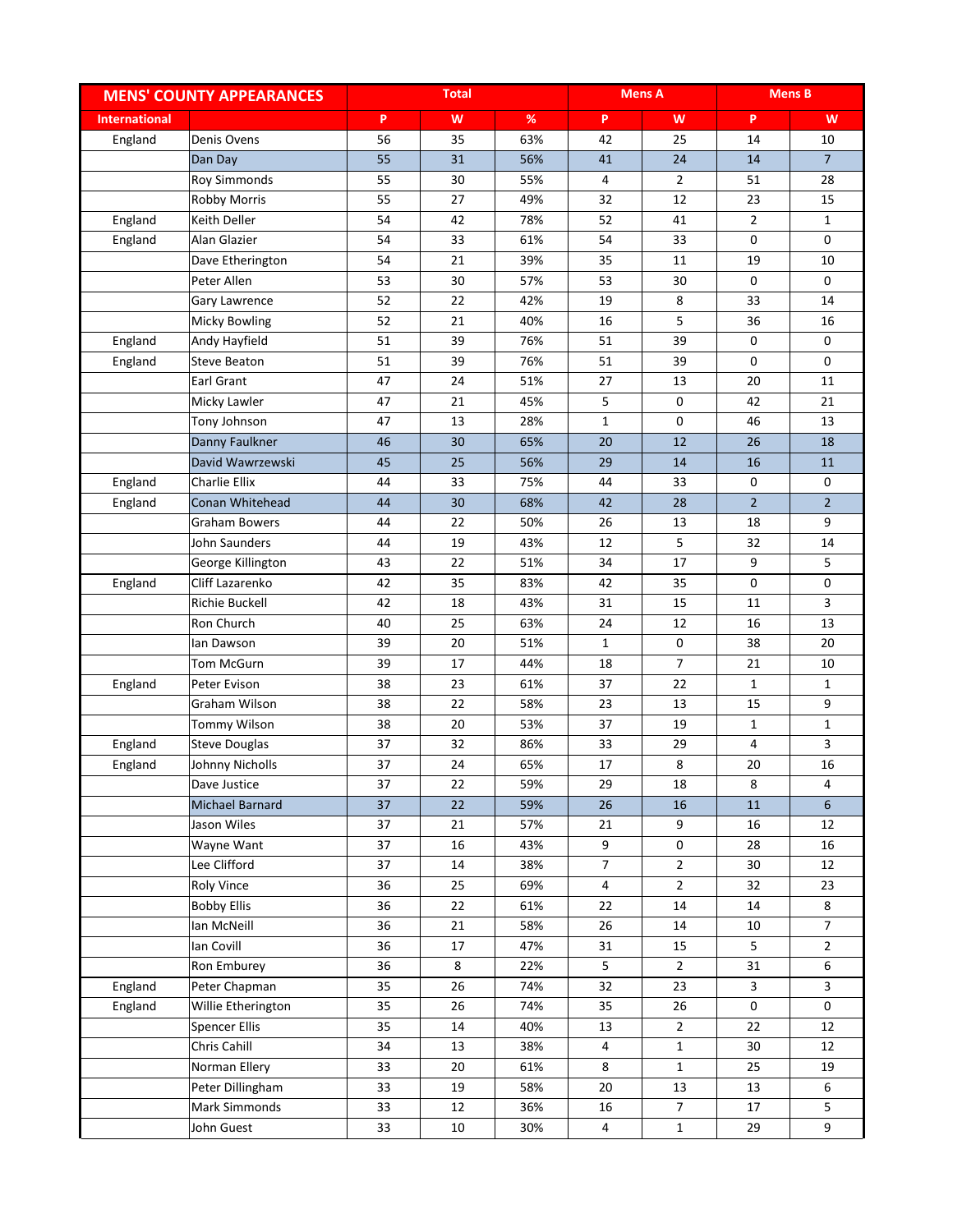| MENS' COUNTY APPEARANCES | | Total | | | Mens A | | Mens B | |
|---|---|---|---|---|---|---|---|---|
| International | | P | W | % | P | W | P | W |
| England | Denis Ovens | 56 | 35 | 63% | 42 | 25 | 14 | 10 |
| | Dan Day | 55 | 31 | 56% | 41 | 24 | 14 | 7 |
| | Roy Simmonds | 55 | 30 | 55% | 4 | 2 | 51 | 28 |
| | Robby Morris | 55 | 27 | 49% | 32 | 12 | 23 | 15 |
| England | Keith Deller | 54 | 42 | 78% | 52 | 41 | 2 | 1 |
| England | Alan Glazier | 54 | 33 | 61% | 54 | 33 | 0 | 0 |
| | Dave Etherington | 54 | 21 | 39% | 35 | 11 | 19 | 10 |
| | Peter Allen | 53 | 30 | 57% | 53 | 30 | 0 | 0 |
| | Gary Lawrence | 52 | 22 | 42% | 19 | 8 | 33 | 14 |
| | Micky Bowling | 52 | 21 | 40% | 16 | 5 | 36 | 16 |
| England | Andy Hayfield | 51 | 39 | 76% | 51 | 39 | 0 | 0 |
| England | Steve Beaton | 51 | 39 | 76% | 51 | 39 | 0 | 0 |
| | Earl Grant | 47 | 24 | 51% | 27 | 13 | 20 | 11 |
| | Micky Lawler | 47 | 21 | 45% | 5 | 0 | 42 | 21 |
| | Tony Johnson | 47 | 13 | 28% | 1 | 0 | 46 | 13 |
| | Danny Faulkner | 46 | 30 | 65% | 20 | 12 | 26 | 18 |
| | David Wawrzewski | 45 | 25 | 56% | 29 | 14 | 16 | 11 |
| England | Charlie Ellix | 44 | 33 | 75% | 44 | 33 | 0 | 0 |
| England | Conan Whitehead | 44 | 30 | 68% | 42 | 28 | 2 | 2 |
| | Graham Bowers | 44 | 22 | 50% | 26 | 13 | 18 | 9 |
| | John Saunders | 44 | 19 | 43% | 12 | 5 | 32 | 14 |
| | George Killington | 43 | 22 | 51% | 34 | 17 | 9 | 5 |
| England | Cliff Lazarenko | 42 | 35 | 83% | 42 | 35 | 0 | 0 |
| | Richie Buckell | 42 | 18 | 43% | 31 | 15 | 11 | 3 |
| | Ron Church | 40 | 25 | 63% | 24 | 12 | 16 | 13 |
| | Ian Dawson | 39 | 20 | 51% | 1 | 0 | 38 | 20 |
| | Tom McGurn | 39 | 17 | 44% | 18 | 7 | 21 | 10 |
| England | Peter Evison | 38 | 23 | 61% | 37 | 22 | 1 | 1 |
| | Graham Wilson | 38 | 22 | 58% | 23 | 13 | 15 | 9 |
| | Tommy Wilson | 38 | 20 | 53% | 37 | 19 | 1 | 1 |
| England | Steve Douglas | 37 | 32 | 86% | 33 | 29 | 4 | 3 |
| England | Johnny Nicholls | 37 | 24 | 65% | 17 | 8 | 20 | 16 |
| | Dave Justice | 37 | 22 | 59% | 29 | 18 | 8 | 4 |
| | Michael Barnard | 37 | 22 | 59% | 26 | 16 | 11 | 6 |
| | Jason Wiles | 37 | 21 | 57% | 21 | 9 | 16 | 12 |
| | Wayne Want | 37 | 16 | 43% | 9 | 0 | 28 | 16 |
| | Lee Clifford | 37 | 14 | 38% | 7 | 2 | 30 | 12 |
| | Roly Vince | 36 | 25 | 69% | 4 | 2 | 32 | 23 |
| | Bobby Ellis | 36 | 22 | 61% | 22 | 14 | 14 | 8 |
| | Ian McNeill | 36 | 21 | 58% | 26 | 14 | 10 | 7 |
| | Ian Covill | 36 | 17 | 47% | 31 | 15 | 5 | 2 |
| | Ron Emburey | 36 | 8 | 22% | 5 | 2 | 31 | 6 |
| England | Peter Chapman | 35 | 26 | 74% | 32 | 23 | 3 | 3 |
| England | Willie Etherington | 35 | 26 | 74% | 35 | 26 | 0 | 0 |
| | Spencer Ellis | 35 | 14 | 40% | 13 | 2 | 22 | 12 |
| | Chris Cahill | 34 | 13 | 38% | 4 | 1 | 30 | 12 |
| | Norman Ellery | 33 | 20 | 61% | 8 | 1 | 25 | 19 |
| | Peter Dillingham | 33 | 19 | 58% | 20 | 13 | 13 | 6 |
| | Mark Simmonds | 33 | 12 | 36% | 16 | 7 | 17 | 5 |
| | John Guest | 33 | 10 | 30% | 4 | 1 | 29 | 9 |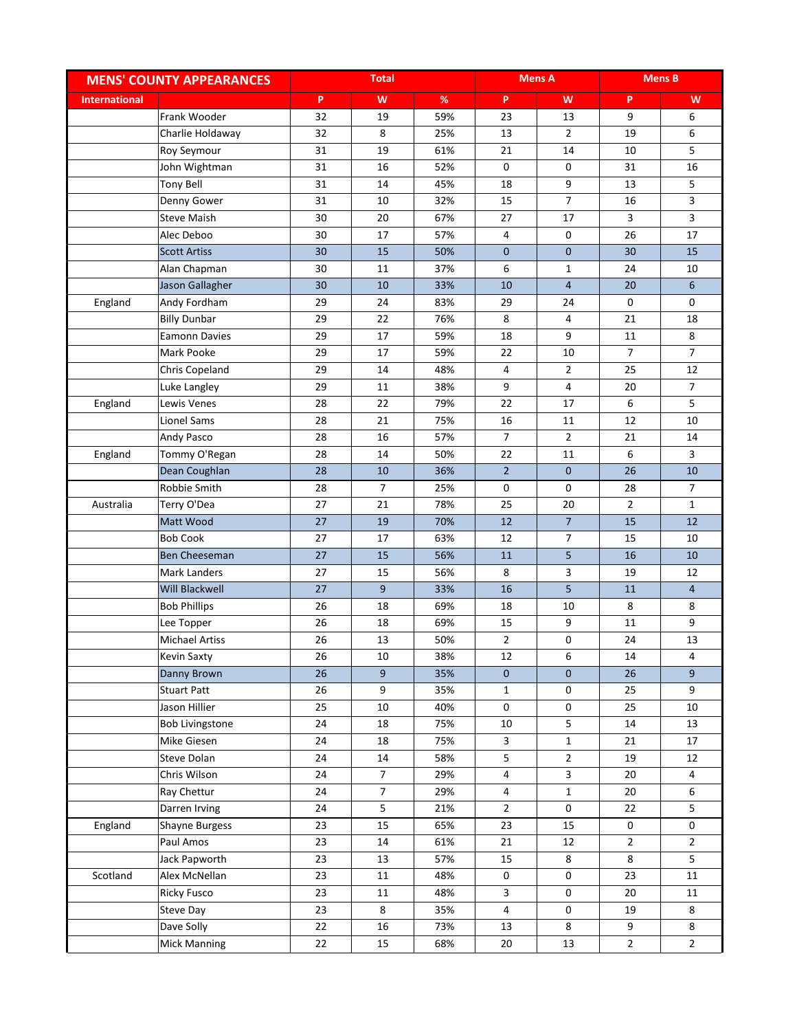| MENS' COUNTY APPEARANCES | | Total | | | Mens A | | Mens B | |
|---|---|---|---|---|---|---|---|---|
| International | | P | W | % | P | W | P | W |
| | Frank Wooder | 32 | 19 | 59% | 23 | 13 | 9 | 6 |
| | Charlie Holdaway | 32 | 8 | 25% | 13 | 2 | 19 | 6 |
| | Roy Seymour | 31 | 19 | 61% | 21 | 14 | 10 | 5 |
| | John Wightman | 31 | 16 | 52% | 0 | 0 | 31 | 16 |
| | Tony Bell | 31 | 14 | 45% | 18 | 9 | 13 | 5 |
| | Denny Gower | 31 | 10 | 32% | 15 | 7 | 16 | 3 |
| | Steve Maish | 30 | 20 | 67% | 27 | 17 | 3 | 3 |
| | Alec Deboo | 30 | 17 | 57% | 4 | 0 | 26 | 17 |
| | Scott Artiss | 30 | 15 | 50% | 0 | 0 | 30 | 15 |
| | Alan Chapman | 30 | 11 | 37% | 6 | 1 | 24 | 10 |
| | Jason Gallagher | 30 | 10 | 33% | 10 | 4 | 20 | 6 |
| England | Andy Fordham | 29 | 24 | 83% | 29 | 24 | 0 | 0 |
| | Billy Dunbar | 29 | 22 | 76% | 8 | 4 | 21 | 18 |
| | Eamonn Davies | 29 | 17 | 59% | 18 | 9 | 11 | 8 |
| | Mark Pooke | 29 | 17 | 59% | 22 | 10 | 7 | 7 |
| | Chris Copeland | 29 | 14 | 48% | 4 | 2 | 25 | 12 |
| | Luke Langley | 29 | 11 | 38% | 9 | 4 | 20 | 7 |
| England | Lewis Venes | 28 | 22 | 79% | 22 | 17 | 6 | 5 |
| | Lionel Sams | 28 | 21 | 75% | 16 | 11 | 12 | 10 |
| | Andy Pasco | 28 | 16 | 57% | 7 | 2 | 21 | 14 |
| England | Tommy O'Regan | 28 | 14 | 50% | 22 | 11 | 6 | 3 |
| | Dean Coughlan | 28 | 10 | 36% | 2 | 0 | 26 | 10 |
| | Robbie Smith | 28 | 7 | 25% | 0 | 0 | 28 | 7 |
| Australia | Terry O'Dea | 27 | 21 | 78% | 25 | 20 | 2 | 1 |
| | Matt Wood | 27 | 19 | 70% | 12 | 7 | 15 | 12 |
| | Bob Cook | 27 | 17 | 63% | 12 | 7 | 15 | 10 |
| | Ben Cheeseman | 27 | 15 | 56% | 11 | 5 | 16 | 10 |
| | Mark Landers | 27 | 15 | 56% | 8 | 3 | 19 | 12 |
| | Will Blackwell | 27 | 9 | 33% | 16 | 5 | 11 | 4 |
| | Bob Phillips | 26 | 18 | 69% | 18 | 10 | 8 | 8 |
| | Lee Topper | 26 | 18 | 69% | 15 | 9 | 11 | 9 |
| | Michael Artiss | 26 | 13 | 50% | 2 | 0 | 24 | 13 |
| | Kevin Saxty | 26 | 10 | 38% | 12 | 6 | 14 | 4 |
| | Danny Brown | 26 | 9 | 35% | 0 | 0 | 26 | 9 |
| | Stuart Patt | 26 | 9 | 35% | 1 | 0 | 25 | 9 |
| | Jason Hillier | 25 | 10 | 40% | 0 | 0 | 25 | 10 |
| | Bob Livingstone | 24 | 18 | 75% | 10 | 5 | 14 | 13 |
| | Mike Giesen | 24 | 18 | 75% | 3 | 1 | 21 | 17 |
| | Steve Dolan | 24 | 14 | 58% | 5 | 2 | 19 | 12 |
| | Chris Wilson | 24 | 7 | 29% | 4 | 3 | 20 | 4 |
| | Ray Chettur | 24 | 7 | 29% | 4 | 1 | 20 | 6 |
| | Darren Irving | 24 | 5 | 21% | 2 | 0 | 22 | 5 |
| England | Shayne Burgess | 23 | 15 | 65% | 23 | 15 | 0 | 0 |
| | Paul Amos | 23 | 14 | 61% | 21 | 12 | 2 | 2 |
| | Jack Papworth | 23 | 13 | 57% | 15 | 8 | 8 | 5 |
| Scotland | Alex McNellan | 23 | 11 | 48% | 0 | 0 | 23 | 11 |
| | Ricky Fusco | 23 | 11 | 48% | 3 | 0 | 20 | 11 |
| | Steve Day | 23 | 8 | 35% | 4 | 0 | 19 | 8 |
| | Dave Solly | 22 | 16 | 73% | 13 | 8 | 9 | 8 |
| | Mick Manning | 22 | 15 | 68% | 20 | 13 | 2 | 2 |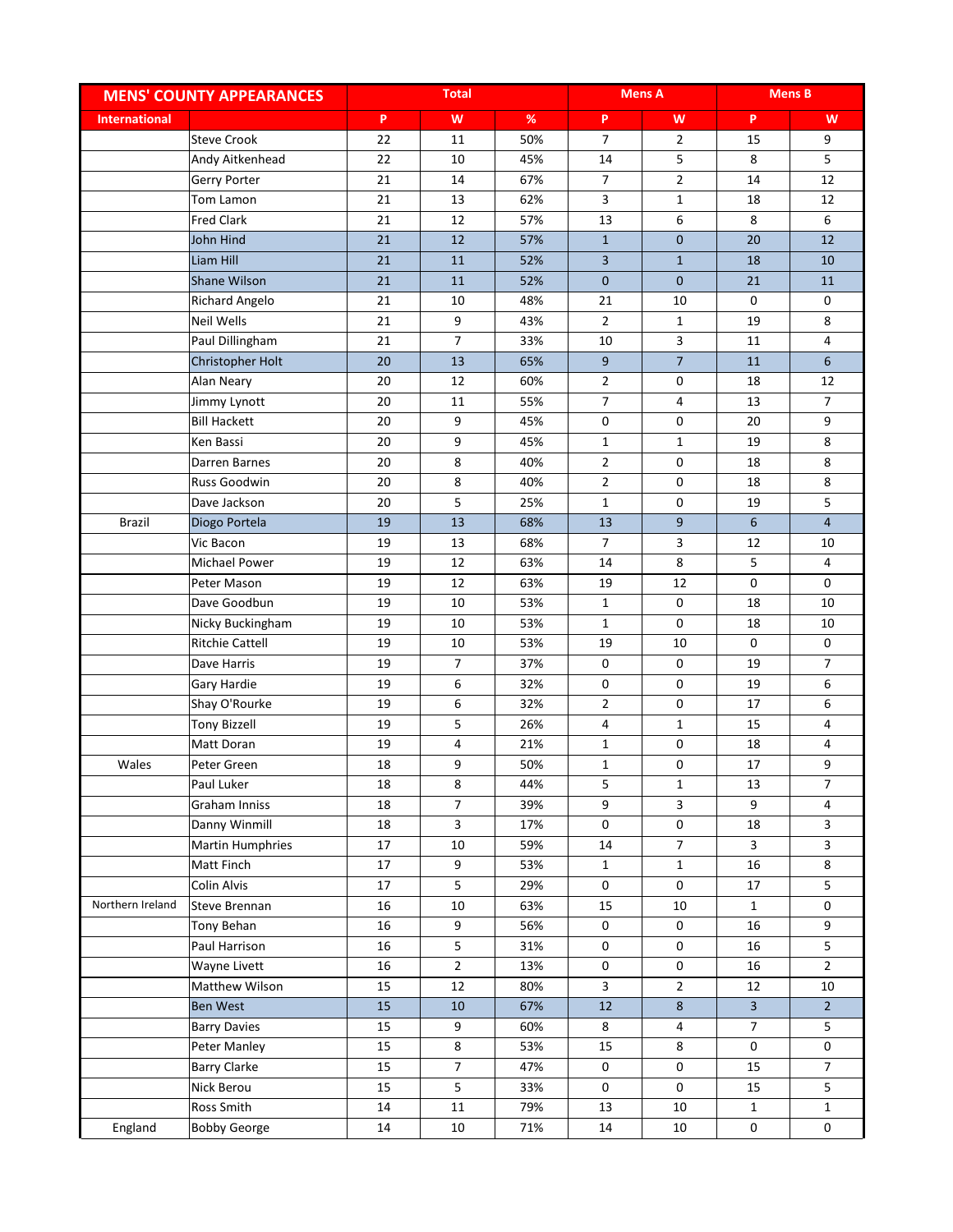| MENS' COUNTY APPEARANCES | | Total | | | Mens A | | Mens B | |
|---|---|---|---|---|---|---|---|---|
| International | | P | W | % | P | W | P | W |
| | Steve Crook | 22 | 11 | 50% | 7 | 2 | 15 | 9 |
| | Andy Aitkenhead | 22 | 10 | 45% | 14 | 5 | 8 | 5 |
| | Gerry Porter | 21 | 14 | 67% | 7 | 2 | 14 | 12 |
| | Tom Lamon | 21 | 13 | 62% | 3 | 1 | 18 | 12 |
| | Fred Clark | 21 | 12 | 57% | 13 | 6 | 8 | 6 |
| | John Hind | 21 | 12 | 57% | 1 | 0 | 20 | 12 |
| | Liam Hill | 21 | 11 | 52% | 3 | 1 | 18 | 10 |
| | Shane Wilson | 21 | 11 | 52% | 0 | 0 | 21 | 11 |
| | Richard Angelo | 21 | 10 | 48% | 21 | 10 | 0 | 0 |
| | Neil Wells | 21 | 9 | 43% | 2 | 1 | 19 | 8 |
| | Paul Dillingham | 21 | 7 | 33% | 10 | 3 | 11 | 4 |
| | Christopher Holt | 20 | 13 | 65% | 9 | 7 | 11 | 6 |
| | Alan Neary | 20 | 12 | 60% | 2 | 0 | 18 | 12 |
| | Jimmy Lynott | 20 | 11 | 55% | 7 | 4 | 13 | 7 |
| | Bill Hackett | 20 | 9 | 45% | 0 | 0 | 20 | 9 |
| | Ken Bassi | 20 | 9 | 45% | 1 | 1 | 19 | 8 |
| | Darren Barnes | 20 | 8 | 40% | 2 | 0 | 18 | 8 |
| | Russ Goodwin | 20 | 8 | 40% | 2 | 0 | 18 | 8 |
| | Dave Jackson | 20 | 5 | 25% | 1 | 0 | 19 | 5 |
| Brazil | Diogo Portela | 19 | 13 | 68% | 13 | 9 | 6 | 4 |
| | Vic Bacon | 19 | 13 | 68% | 7 | 3 | 12 | 10 |
| | Michael Power | 19 | 12 | 63% | 14 | 8 | 5 | 4 |
| | Peter Mason | 19 | 12 | 63% | 19 | 12 | 0 | 0 |
| | Dave Goodbun | 19 | 10 | 53% | 1 | 0 | 18 | 10 |
| | Nicky Buckingham | 19 | 10 | 53% | 1 | 0 | 18 | 10 |
| | Ritchie Cattell | 19 | 10 | 53% | 19 | 10 | 0 | 0 |
| | Dave Harris | 19 | 7 | 37% | 0 | 0 | 19 | 7 |
| | Gary Hardie | 19 | 6 | 32% | 0 | 0 | 19 | 6 |
| | Shay O'Rourke | 19 | 6 | 32% | 2 | 0 | 17 | 6 |
| | Tony Bizzell | 19 | 5 | 26% | 4 | 1 | 15 | 4 |
| | Matt Doran | 19 | 4 | 21% | 1 | 0 | 18 | 4 |
| Wales | Peter Green | 18 | 9 | 50% | 1 | 0 | 17 | 9 |
| | Paul Luker | 18 | 8 | 44% | 5 | 1 | 13 | 7 |
| | Graham Inniss | 18 | 7 | 39% | 9 | 3 | 9 | 4 |
| | Danny Winmill | 18 | 3 | 17% | 0 | 0 | 18 | 3 |
| | Martin Humphries | 17 | 10 | 59% | 14 | 7 | 3 | 3 |
| | Matt Finch | 17 | 9 | 53% | 1 | 1 | 16 | 8 |
| | Colin Alvis | 17 | 5 | 29% | 0 | 0 | 17 | 5 |
| Northern Ireland | Steve Brennan | 16 | 10 | 63% | 15 | 10 | 1 | 0 |
| | Tony Behan | 16 | 9 | 56% | 0 | 0 | 16 | 9 |
| | Paul Harrison | 16 | 5 | 31% | 0 | 0 | 16 | 5 |
| | Wayne Livett | 16 | 2 | 13% | 0 | 0 | 16 | 2 |
| | Matthew Wilson | 15 | 12 | 80% | 3 | 2 | 12 | 10 |
| | Ben West | 15 | 10 | 67% | 12 | 8 | 3 | 2 |
| | Barry Davies | 15 | 9 | 60% | 8 | 4 | 7 | 5 |
| | Peter Manley | 15 | 8 | 53% | 15 | 8 | 0 | 0 |
| | Barry Clarke | 15 | 7 | 47% | 0 | 0 | 15 | 7 |
| | Nick Berou | 15 | 5 | 33% | 0 | 0 | 15 | 5 |
| | Ross Smith | 14 | 11 | 79% | 13 | 10 | 1 | 1 |
| England | Bobby George | 14 | 10 | 71% | 14 | 10 | 0 | 0 |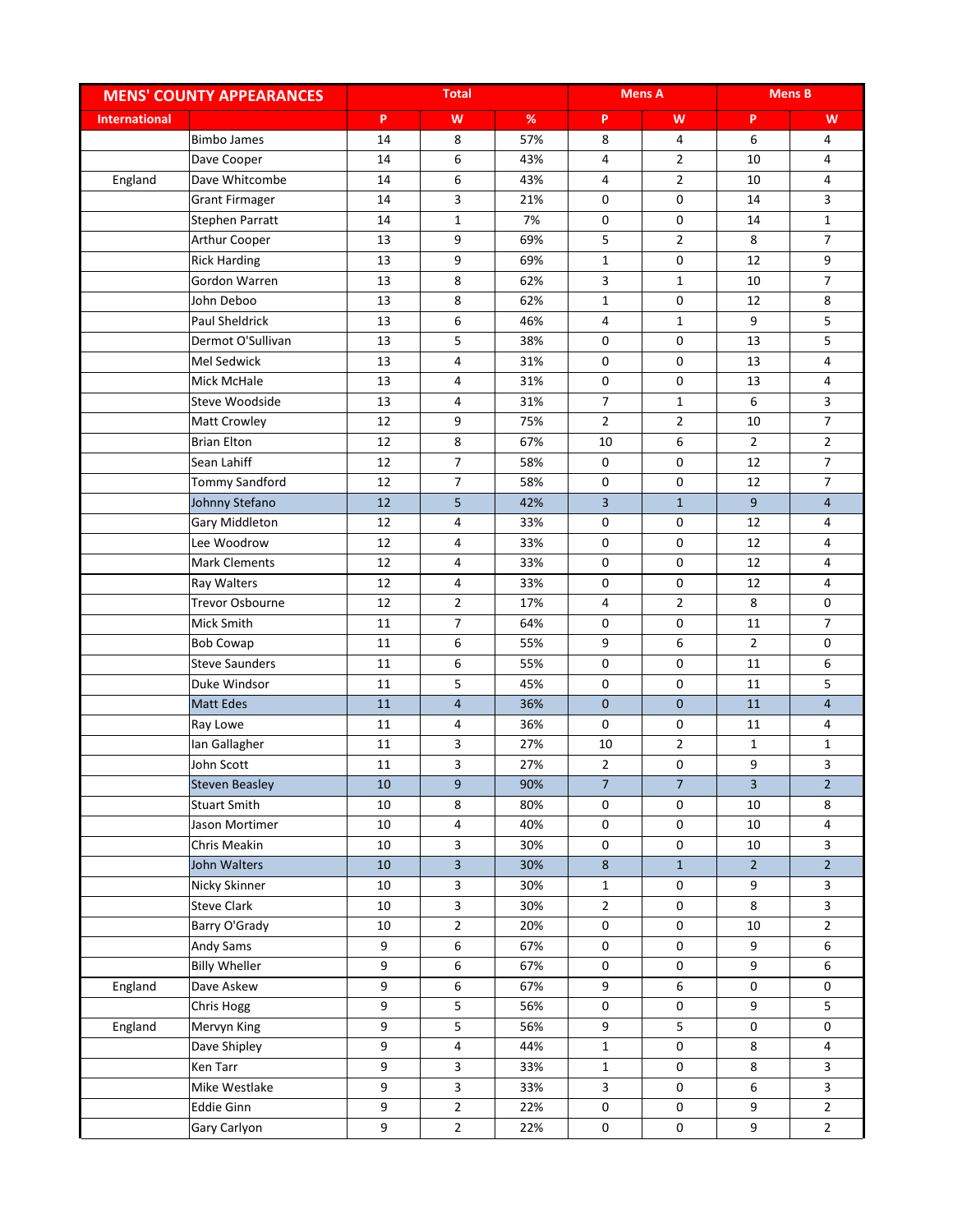| MENS' COUNTY APPEARANCES | | Total | | | Mens A | | Mens B | |
|---|---|---|---|---|---|---|---|---|
| International | | P | W | % | P | W | P | W |
| | Bimbo James | 14 | 8 | 57% | 8 | 4 | 6 | 4 |
| | Dave Cooper | 14 | 6 | 43% | 4 | 2 | 10 | 4 |
| England | Dave Whitcombe | 14 | 6 | 43% | 4 | 2 | 10 | 4 |
| | Grant Firmager | 14 | 3 | 21% | 0 | 0 | 14 | 3 |
| | Stephen Parratt | 14 | 1 | 7% | 0 | 0 | 14 | 1 |
| | Arthur Cooper | 13 | 9 | 69% | 5 | 2 | 8 | 7 |
| | Rick Harding | 13 | 9 | 69% | 1 | 0 | 12 | 9 |
| | Gordon Warren | 13 | 8 | 62% | 3 | 1 | 10 | 7 |
| | John Deboo | 13 | 8 | 62% | 1 | 0 | 12 | 8 |
| | Paul Sheldrick | 13 | 6 | 46% | 4 | 1 | 9 | 5 |
| | Dermot O'Sullivan | 13 | 5 | 38% | 0 | 0 | 13 | 5 |
| | Mel Sedwick | 13 | 4 | 31% | 0 | 0 | 13 | 4 |
| | Mick McHale | 13 | 4 | 31% | 0 | 0 | 13 | 4 |
| | Steve Woodside | 13 | 4 | 31% | 7 | 1 | 6 | 3 |
| | Matt Crowley | 12 | 9 | 75% | 2 | 2 | 10 | 7 |
| | Brian Elton | 12 | 8 | 67% | 10 | 6 | 2 | 2 |
| | Sean Lahiff | 12 | 7 | 58% | 0 | 0 | 12 | 7 |
| | Tommy Sandford | 12 | 7 | 58% | 0 | 0 | 12 | 7 |
| | Johnny Stefano | 12 | 5 | 42% | 3 | 1 | 9 | 4 |
| | Gary Middleton | 12 | 4 | 33% | 0 | 0 | 12 | 4 |
| | Lee Woodrow | 12 | 4 | 33% | 0 | 0 | 12 | 4 |
| | Mark Clements | 12 | 4 | 33% | 0 | 0 | 12 | 4 |
| | Ray Walters | 12 | 4 | 33% | 0 | 0 | 12 | 4 |
| | Trevor Osbourne | 12 | 2 | 17% | 4 | 2 | 8 | 0 |
| | Mick Smith | 11 | 7 | 64% | 0 | 0 | 11 | 7 |
| | Bob Cowap | 11 | 6 | 55% | 9 | 6 | 2 | 0 |
| | Steve Saunders | 11 | 6 | 55% | 0 | 0 | 11 | 6 |
| | Duke Windsor | 11 | 5 | 45% | 0 | 0 | 11 | 5 |
| | Matt Edes | 11 | 4 | 36% | 0 | 0 | 11 | 4 |
| | Ray Lowe | 11 | 4 | 36% | 0 | 0 | 11 | 4 |
| | Ian Gallagher | 11 | 3 | 27% | 10 | 2 | 1 | 1 |
| | John Scott | 11 | 3 | 27% | 2 | 0 | 9 | 3 |
| | Steven Beasley | 10 | 9 | 90% | 7 | 7 | 3 | 2 |
| | Stuart Smith | 10 | 8 | 80% | 0 | 0 | 10 | 8 |
| | Jason Mortimer | 10 | 4 | 40% | 0 | 0 | 10 | 4 |
| | Chris Meakin | 10 | 3 | 30% | 0 | 0 | 10 | 3 |
| | John Walters | 10 | 3 | 30% | 8 | 1 | 2 | 2 |
| | Nicky Skinner | 10 | 3 | 30% | 1 | 0 | 9 | 3 |
| | Steve Clark | 10 | 3 | 30% | 2 | 0 | 8 | 3 |
| | Barry O'Grady | 10 | 2 | 20% | 0 | 0 | 10 | 2 |
| | Andy Sams | 9 | 6 | 67% | 0 | 0 | 9 | 6 |
| | Billy Wheller | 9 | 6 | 67% | 0 | 0 | 9 | 6 |
| England | Dave Askew | 9 | 6 | 67% | 9 | 6 | 0 | 0 |
| | Chris Hogg | 9 | 5 | 56% | 0 | 0 | 9 | 5 |
| England | Mervyn King | 9 | 5 | 56% | 9 | 5 | 0 | 0 |
| | Dave Shipley | 9 | 4 | 44% | 1 | 0 | 8 | 4 |
| | Ken Tarr | 9 | 3 | 33% | 1 | 0 | 8 | 3 |
| | Mike Westlake | 9 | 3 | 33% | 3 | 0 | 6 | 3 |
| | Eddie Ginn | 9 | 2 | 22% | 0 | 0 | 9 | 2 |
| | Gary Carlyon | 9 | 2 | 22% | 0 | 0 | 9 | 2 |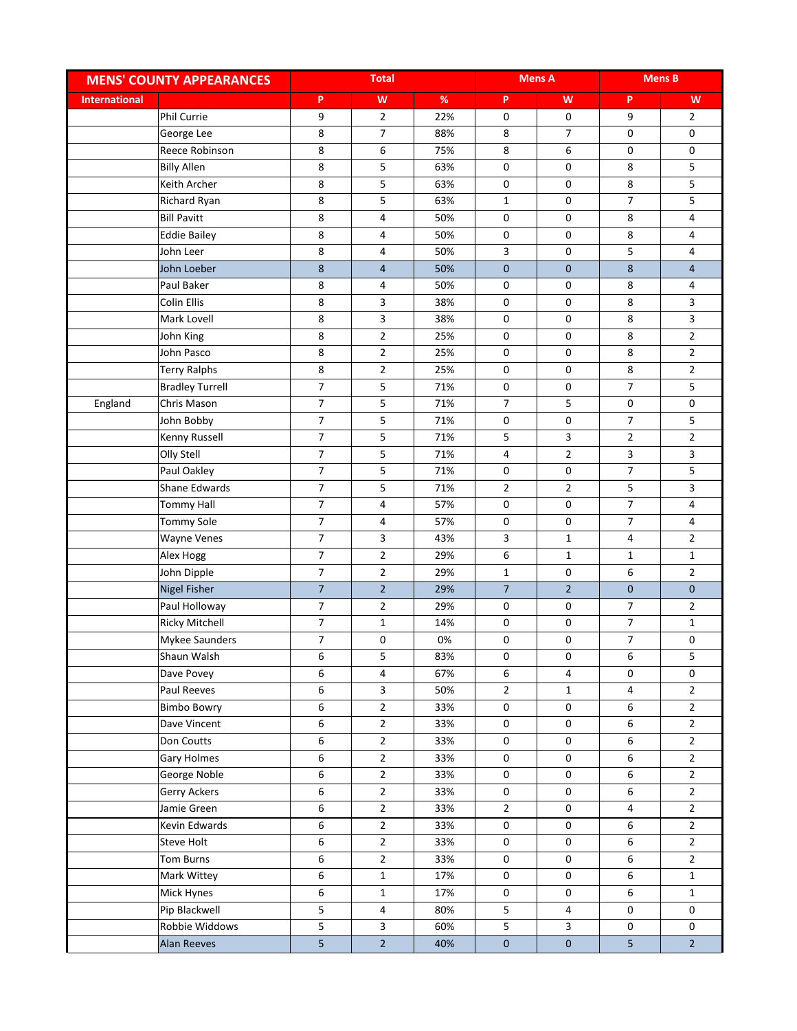| MENS' COUNTY APPEARANCES | | Total | | | Mens A | | Mens B | |
|---|---|---|---|---|---|---|---|---|
| International | | P | W | % | P | W | P | W |
| | Phil Currie | 9 | 2 | 22% | 0 | 0 | 9 | 2 |
| | George Lee | 8 | 7 | 88% | 8 | 7 | 0 | 0 |
| | Reece Robinson | 8 | 6 | 75% | 8 | 6 | 0 | 0 |
| | Billy Allen | 8 | 5 | 63% | 0 | 0 | 8 | 5 |
| | Keith Archer | 8 | 5 | 63% | 0 | 0 | 8 | 5 |
| | Richard Ryan | 8 | 5 | 63% | 1 | 0 | 7 | 5 |
| | Bill Pavitt | 8 | 4 | 50% | 0 | 0 | 8 | 4 |
| | Eddie Bailey | 8 | 4 | 50% | 0 | 0 | 8 | 4 |
| | John Leer | 8 | 4 | 50% | 3 | 0 | 5 | 4 |
| | John Loeber | 8 | 4 | 50% | 0 | 0 | 8 | 4 |
| | Paul Baker | 8 | 4 | 50% | 0 | 0 | 8 | 4 |
| | Colin Ellis | 8 | 3 | 38% | 0 | 0 | 8 | 3 |
| | Mark Lovell | 8 | 3 | 38% | 0 | 0 | 8 | 3 |
| | John King | 8 | 2 | 25% | 0 | 0 | 8 | 2 |
| | John Pasco | 8 | 2 | 25% | 0 | 0 | 8 | 2 |
| | Terry Ralphs | 8 | 2 | 25% | 0 | 0 | 8 | 2 |
| | Bradley Turrell | 7 | 5 | 71% | 0 | 0 | 7 | 5 |
| England | Chris Mason | 7 | 5 | 71% | 7 | 5 | 0 | 0 |
| | John Bobby | 7 | 5 | 71% | 0 | 0 | 7 | 5 |
| | Kenny Russell | 7 | 5 | 71% | 5 | 3 | 2 | 2 |
| | Olly Stell | 7 | 5 | 71% | 4 | 2 | 3 | 3 |
| | Paul Oakley | 7 | 5 | 71% | 0 | 0 | 7 | 5 |
| | Shane Edwards | 7 | 5 | 71% | 2 | 2 | 5 | 3 |
| | Tommy Hall | 7 | 4 | 57% | 0 | 0 | 7 | 4 |
| | Tommy Sole | 7 | 4 | 57% | 0 | 0 | 7 | 4 |
| | Wayne Venes | 7 | 3 | 43% | 3 | 1 | 4 | 2 |
| | Alex Hogg | 7 | 2 | 29% | 6 | 1 | 1 | 1 |
| | John Dipple | 7 | 2 | 29% | 1 | 0 | 6 | 2 |
| | Nigel Fisher | 7 | 2 | 29% | 7 | 2 | 0 | 0 |
| | Paul Holloway | 7 | 2 | 29% | 0 | 0 | 7 | 2 |
| | Ricky Mitchell | 7 | 1 | 14% | 0 | 0 | 7 | 1 |
| | Mykee Saunders | 7 | 0 | 0% | 0 | 0 | 7 | 0 |
| | Shaun Walsh | 6 | 5 | 83% | 0 | 0 | 6 | 5 |
| | Dave Povey | 6 | 4 | 67% | 6 | 4 | 0 | 0 |
| | Paul Reeves | 6 | 3 | 50% | 2 | 1 | 4 | 2 |
| | Bimbo Bowry | 6 | 2 | 33% | 0 | 0 | 6 | 2 |
| | Dave Vincent | 6 | 2 | 33% | 0 | 0 | 6 | 2 |
| | Don Coutts | 6 | 2 | 33% | 0 | 0 | 6 | 2 |
| | Gary Holmes | 6 | 2 | 33% | 0 | 0 | 6 | 2 |
| | George Noble | 6 | 2 | 33% | 0 | 0 | 6 | 2 |
| | Gerry Ackers | 6 | 2 | 33% | 0 | 0 | 6 | 2 |
| | Jamie Green | 6 | 2 | 33% | 2 | 0 | 4 | 2 |
| | Kevin Edwards | 6 | 2 | 33% | 0 | 0 | 6 | 2 |
| | Steve Holt | 6 | 2 | 33% | 0 | 0 | 6 | 2 |
| | Tom Burns | 6 | 2 | 33% | 0 | 0 | 6 | 2 |
| | Mark Wittey | 6 | 1 | 17% | 0 | 0 | 6 | 1 |
| | Mick Hynes | 6 | 1 | 17% | 0 | 0 | 6 | 1 |
| | Pip Blackwell | 5 | 4 | 80% | 5 | 4 | 0 | 0 |
| | Robbie Widdows | 5 | 3 | 60% | 5 | 3 | 0 | 0 |
| | Alan Reeves | 5 | 2 | 40% | 0 | 0 | 5 | 2 |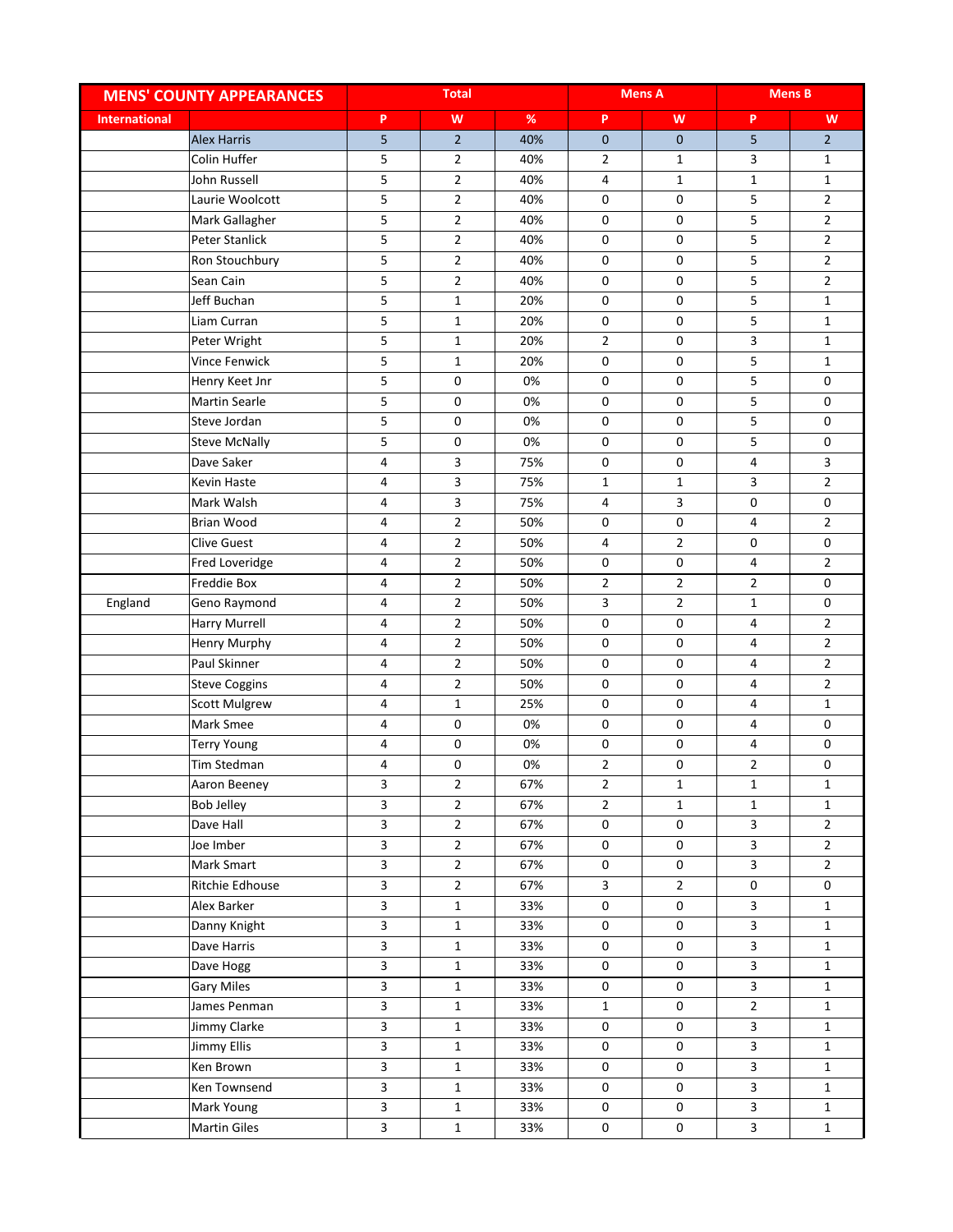| MENS' COUNTY APPEARANCES | | Total | | | Mens A | | Mens B | |
|---|---|---|---|---|---|---|---|---|
| International | | P | W | % | P | W | P | W |
| | Alex Harris | 5 | 2 | 40% | 0 | 0 | 5 | 2 |
| | Colin Huffer | 5 | 2 | 40% | 2 | 1 | 3 | 1 |
| | John Russell | 5 | 2 | 40% | 4 | 1 | 1 | 1 |
| | Laurie Woolcott | 5 | 2 | 40% | 0 | 0 | 5 | 2 |
| | Mark Gallagher | 5 | 2 | 40% | 0 | 0 | 5 | 2 |
| | Peter Stanlick | 5 | 2 | 40% | 0 | 0 | 5 | 2 |
| | Ron Stouchbury | 5 | 2 | 40% | 0 | 0 | 5 | 2 |
| | Sean Cain | 5 | 2 | 40% | 0 | 0 | 5 | 2 |
| | Jeff Buchan | 5 | 1 | 20% | 0 | 0 | 5 | 1 |
| | Liam Curran | 5 | 1 | 20% | 0 | 0 | 5 | 1 |
| | Peter Wright | 5 | 1 | 20% | 2 | 0 | 3 | 1 |
| | Vince Fenwick | 5 | 1 | 20% | 0 | 0 | 5 | 1 |
| | Henry Keet Jnr | 5 | 0 | 0% | 0 | 0 | 5 | 0 |
| | Martin Searle | 5 | 0 | 0% | 0 | 0 | 5 | 0 |
| | Steve Jordan | 5 | 0 | 0% | 0 | 0 | 5 | 0 |
| | Steve McNally | 5 | 0 | 0% | 0 | 0 | 5 | 0 |
| | Dave Saker | 4 | 3 | 75% | 0 | 0 | 4 | 3 |
| | Kevin Haste | 4 | 3 | 75% | 1 | 1 | 3 | 2 |
| | Mark Walsh | 4 | 3 | 75% | 4 | 3 | 0 | 0 |
| | Brian Wood | 4 | 2 | 50% | 0 | 0 | 4 | 2 |
| | Clive Guest | 4 | 2 | 50% | 4 | 2 | 0 | 0 |
| | Fred Loveridge | 4 | 2 | 50% | 0 | 0 | 4 | 2 |
| | Freddie Box | 4 | 2 | 50% | 2 | 2 | 2 | 0 |
| England | Geno Raymond | 4 | 2 | 50% | 3 | 2 | 1 | 0 |
| | Harry Murrell | 4 | 2 | 50% | 0 | 0 | 4 | 2 |
| | Henry Murphy | 4 | 2 | 50% | 0 | 0 | 4 | 2 |
| | Paul Skinner | 4 | 2 | 50% | 0 | 0 | 4 | 2 |
| | Steve Coggins | 4 | 2 | 50% | 0 | 0 | 4 | 2 |
| | Scott Mulgrew | 4 | 1 | 25% | 0 | 0 | 4 | 1 |
| | Mark Smee | 4 | 0 | 0% | 0 | 0 | 4 | 0 |
| | Terry Young | 4 | 0 | 0% | 0 | 0 | 4 | 0 |
| | Tim Stedman | 4 | 0 | 0% | 2 | 0 | 2 | 0 |
| | Aaron Beeney | 3 | 2 | 67% | 2 | 1 | 1 | 1 |
| | Bob Jelley | 3 | 2 | 67% | 2 | 1 | 1 | 1 |
| | Dave Hall | 3 | 2 | 67% | 0 | 0 | 3 | 2 |
| | Joe Imber | 3 | 2 | 67% | 0 | 0 | 3 | 2 |
| | Mark Smart | 3 | 2 | 67% | 0 | 0 | 3 | 2 |
| | Ritchie Edhouse | 3 | 2 | 67% | 3 | 2 | 0 | 0 |
| | Alex Barker | 3 | 1 | 33% | 0 | 0 | 3 | 1 |
| | Danny Knight | 3 | 1 | 33% | 0 | 0 | 3 | 1 |
| | Dave Harris | 3 | 1 | 33% | 0 | 0 | 3 | 1 |
| | Dave Hogg | 3 | 1 | 33% | 0 | 0 | 3 | 1 |
| | Gary Miles | 3 | 1 | 33% | 0 | 0 | 3 | 1 |
| | James Penman | 3 | 1 | 33% | 1 | 0 | 2 | 1 |
| | Jimmy Clarke | 3 | 1 | 33% | 0 | 0 | 3 | 1 |
| | Jimmy Ellis | 3 | 1 | 33% | 0 | 0 | 3 | 1 |
| | Ken Brown | 3 | 1 | 33% | 0 | 0 | 3 | 1 |
| | Ken Townsend | 3 | 1 | 33% | 0 | 0 | 3 | 1 |
| | Mark Young | 3 | 1 | 33% | 0 | 0 | 3 | 1 |
| | Martin Giles | 3 | 1 | 33% | 0 | 0 | 3 | 1 |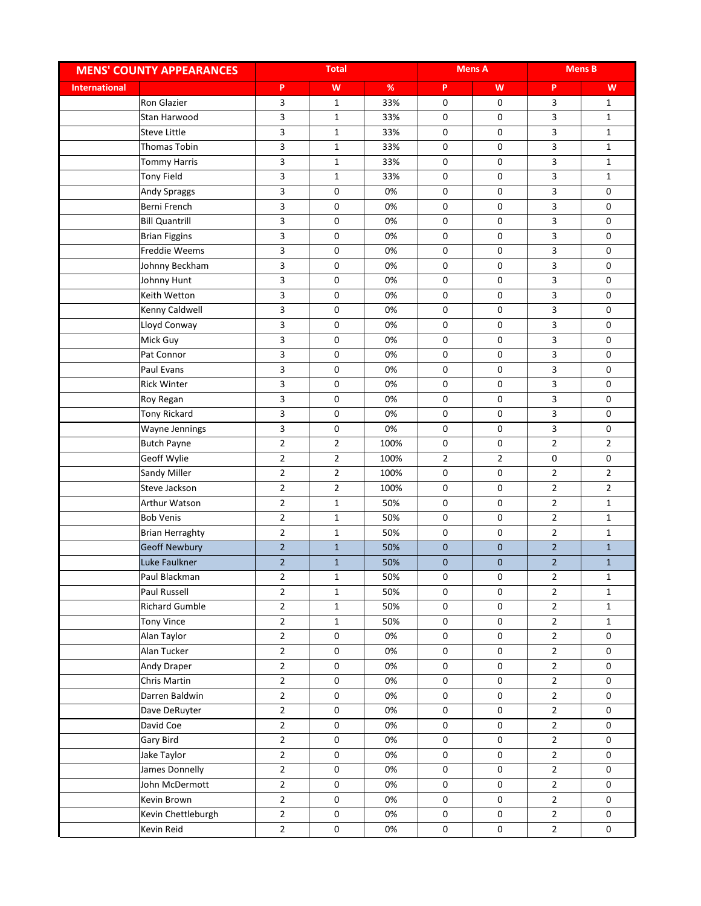| MENS' COUNTY APPEARANCES | | Total | | | Mens A | | Mens B | |
|---|---|---|---|---|---|---|---|---|
| International | | P | W | % | P | W | P | W |
| | Ron Glazier | 3 | 1 | 33% | 0 | 0 | 3 | 1 |
| | Stan Harwood | 3 | 1 | 33% | 0 | 0 | 3 | 1 |
| | Steve Little | 3 | 1 | 33% | 0 | 0 | 3 | 1 |
| | Thomas Tobin | 3 | 1 | 33% | 0 | 0 | 3 | 1 |
| | Tommy Harris | 3 | 1 | 33% | 0 | 0 | 3 | 1 |
| | Tony Field | 3 | 1 | 33% | 0 | 0 | 3 | 1 |
| | Andy Spraggs | 3 | 0 | 0% | 0 | 0 | 3 | 0 |
| | Berni French | 3 | 0 | 0% | 0 | 0 | 3 | 0 |
| | Bill Quantrill | 3 | 0 | 0% | 0 | 0 | 3 | 0 |
| | Brian Figgins | 3 | 0 | 0% | 0 | 0 | 3 | 0 |
| | Freddie Weems | 3 | 0 | 0% | 0 | 0 | 3 | 0 |
| | Johnny Beckham | 3 | 0 | 0% | 0 | 0 | 3 | 0 |
| | Johnny Hunt | 3 | 0 | 0% | 0 | 0 | 3 | 0 |
| | Keith Wetton | 3 | 0 | 0% | 0 | 0 | 3 | 0 |
| | Kenny Caldwell | 3 | 0 | 0% | 0 | 0 | 3 | 0 |
| | Lloyd Conway | 3 | 0 | 0% | 0 | 0 | 3 | 0 |
| | Mick Guy | 3 | 0 | 0% | 0 | 0 | 3 | 0 |
| | Pat Connor | 3 | 0 | 0% | 0 | 0 | 3 | 0 |
| | Paul Evans | 3 | 0 | 0% | 0 | 0 | 3 | 0 |
| | Rick Winter | 3 | 0 | 0% | 0 | 0 | 3 | 0 |
| | Roy Regan | 3 | 0 | 0% | 0 | 0 | 3 | 0 |
| | Tony Rickard | 3 | 0 | 0% | 0 | 0 | 3 | 0 |
| | Wayne Jennings | 3 | 0 | 0% | 0 | 0 | 3 | 0 |
| | Butch Payne | 2 | 2 | 100% | 0 | 0 | 2 | 2 |
| | Geoff Wylie | 2 | 2 | 100% | 2 | 2 | 0 | 0 |
| | Sandy Miller | 2 | 2 | 100% | 0 | 0 | 2 | 2 |
| | Steve Jackson | 2 | 2 | 100% | 0 | 0 | 2 | 2 |
| | Arthur Watson | 2 | 1 | 50% | 0 | 0 | 2 | 1 |
| | Bob Venis | 2 | 1 | 50% | 0 | 0 | 2 | 1 |
| | Brian Herraghty | 2 | 1 | 50% | 0 | 0 | 2 | 1 |
| | Geoff Newbury | 2 | 1 | 50% | 0 | 0 | 2 | 1 |
| | Luke Faulkner | 2 | 1 | 50% | 0 | 0 | 2 | 1 |
| | Paul Blackman | 2 | 1 | 50% | 0 | 0 | 2 | 1 |
| | Paul Russell | 2 | 1 | 50% | 0 | 0 | 2 | 1 |
| | Richard Gumble | 2 | 1 | 50% | 0 | 0 | 2 | 1 |
| | Tony Vince | 2 | 1 | 50% | 0 | 0 | 2 | 1 |
| | Alan Taylor | 2 | 0 | 0% | 0 | 0 | 2 | 0 |
| | Alan Tucker | 2 | 0 | 0% | 0 | 0 | 2 | 0 |
| | Andy Draper | 2 | 0 | 0% | 0 | 0 | 2 | 0 |
| | Chris Martin | 2 | 0 | 0% | 0 | 0 | 2 | 0 |
| | Darren Baldwin | 2 | 0 | 0% | 0 | 0 | 2 | 0 |
| | Dave DeRuyter | 2 | 0 | 0% | 0 | 0 | 2 | 0 |
| | David Coe | 2 | 0 | 0% | 0 | 0 | 2 | 0 |
| | Gary Bird | 2 | 0 | 0% | 0 | 0 | 2 | 0 |
| | Jake Taylor | 2 | 0 | 0% | 0 | 0 | 2 | 0 |
| | James Donnelly | 2 | 0 | 0% | 0 | 0 | 2 | 0 |
| | John McDermott | 2 | 0 | 0% | 0 | 0 | 2 | 0 |
| | Kevin Brown | 2 | 0 | 0% | 0 | 0 | 2 | 0 |
| | Kevin Chettleburgh | 2 | 0 | 0% | 0 | 0 | 2 | 0 |
| | Kevin Reid | 2 | 0 | 0% | 0 | 0 | 2 | 0 |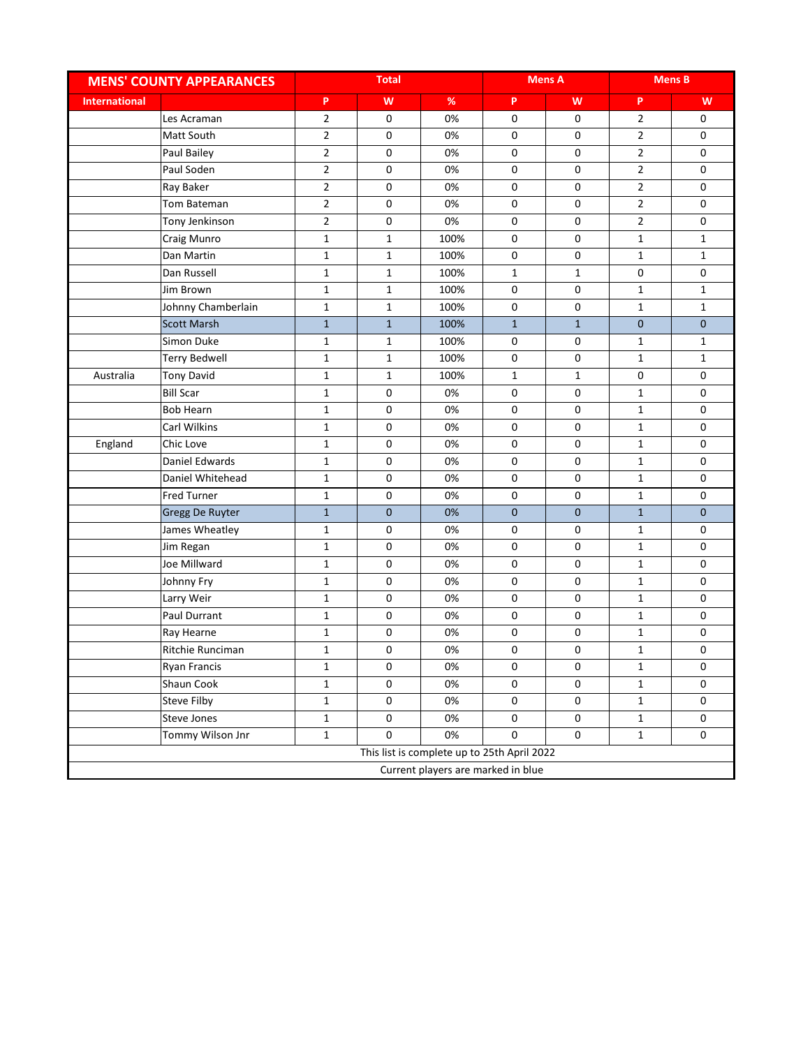| MENS' COUNTY APPEARANCES | | Total | | | Mens A | | Mens B | |
|---|---|---|---|---|---|---|---|---|
| International | | P | W | % | P | W | P | W |
| | Les Acraman | 2 | 0 | 0% | 0 | 0 | 2 | 0 |
| | Matt South | 2 | 0 | 0% | 0 | 0 | 2 | 0 |
| | Paul Bailey | 2 | 0 | 0% | 0 | 0 | 2 | 0 |
| | Paul Soden | 2 | 0 | 0% | 0 | 0 | 2 | 0 |
| | Ray Baker | 2 | 0 | 0% | 0 | 0 | 2 | 0 |
| | Tom Bateman | 2 | 0 | 0% | 0 | 0 | 2 | 0 |
| | Tony Jenkinson | 2 | 0 | 0% | 0 | 0 | 2 | 0 |
| | Craig Munro | 1 | 1 | 100% | 0 | 0 | 1 | 1 |
| | Dan Martin | 1 | 1 | 100% | 0 | 0 | 1 | 1 |
| | Dan Russell | 1 | 1 | 100% | 1 | 1 | 0 | 0 |
| | Jim Brown | 1 | 1 | 100% | 0 | 0 | 1 | 1 |
| | Johnny Chamberlain | 1 | 1 | 100% | 0 | 0 | 1 | 1 |
| | Scott Marsh | 1 | 1 | 100% | 1 | 1 | 0 | 0 |
| | Simon Duke | 1 | 1 | 100% | 0 | 0 | 1 | 1 |
| | Terry Bedwell | 1 | 1 | 100% | 0 | 0 | 1 | 1 |
| Australia | Tony David | 1 | 1 | 100% | 1 | 1 | 0 | 0 |
| | Bill Scar | 1 | 0 | 0% | 0 | 0 | 1 | 0 |
| | Bob Hearn | 1 | 0 | 0% | 0 | 0 | 1 | 0 |
| | Carl Wilkins | 1 | 0 | 0% | 0 | 0 | 1 | 0 |
| England | Chic Love | 1 | 0 | 0% | 0 | 0 | 1 | 0 |
| | Daniel Edwards | 1 | 0 | 0% | 0 | 0 | 1 | 0 |
| | Daniel Whitehead | 1 | 0 | 0% | 0 | 0 | 1 | 0 |
| | Fred Turner | 1 | 0 | 0% | 0 | 0 | 1 | 0 |
| | Gregg De Ruyter | 1 | 0 | 0% | 0 | 0 | 1 | 0 |
| | James Wheatley | 1 | 0 | 0% | 0 | 0 | 1 | 0 |
| | Jim Regan | 1 | 0 | 0% | 0 | 0 | 1 | 0 |
| | Joe Millward | 1 | 0 | 0% | 0 | 0 | 1 | 0 |
| | Johnny Fry | 1 | 0 | 0% | 0 | 0 | 1 | 0 |
| | Larry Weir | 1 | 0 | 0% | 0 | 0 | 1 | 0 |
| | Paul Durrant | 1 | 0 | 0% | 0 | 0 | 1 | 0 |
| | Ray Hearne | 1 | 0 | 0% | 0 | 0 | 1 | 0 |
| | Ritchie Runciman | 1 | 0 | 0% | 0 | 0 | 1 | 0 |
| | Ryan Francis | 1 | 0 | 0% | 0 | 0 | 1 | 0 |
| | Shaun Cook | 1 | 0 | 0% | 0 | 0 | 1 | 0 |
| | Steve Filby | 1 | 0 | 0% | 0 | 0 | 1 | 0 |
| | Steve Jones | 1 | 0 | 0% | 0 | 0 | 1 | 0 |
| | Tommy Wilson Jnr | 1 | 0 | 0% | 0 | 0 | 1 | 0 |

This list is complete up to 25th April 2022

Current players are marked in blue